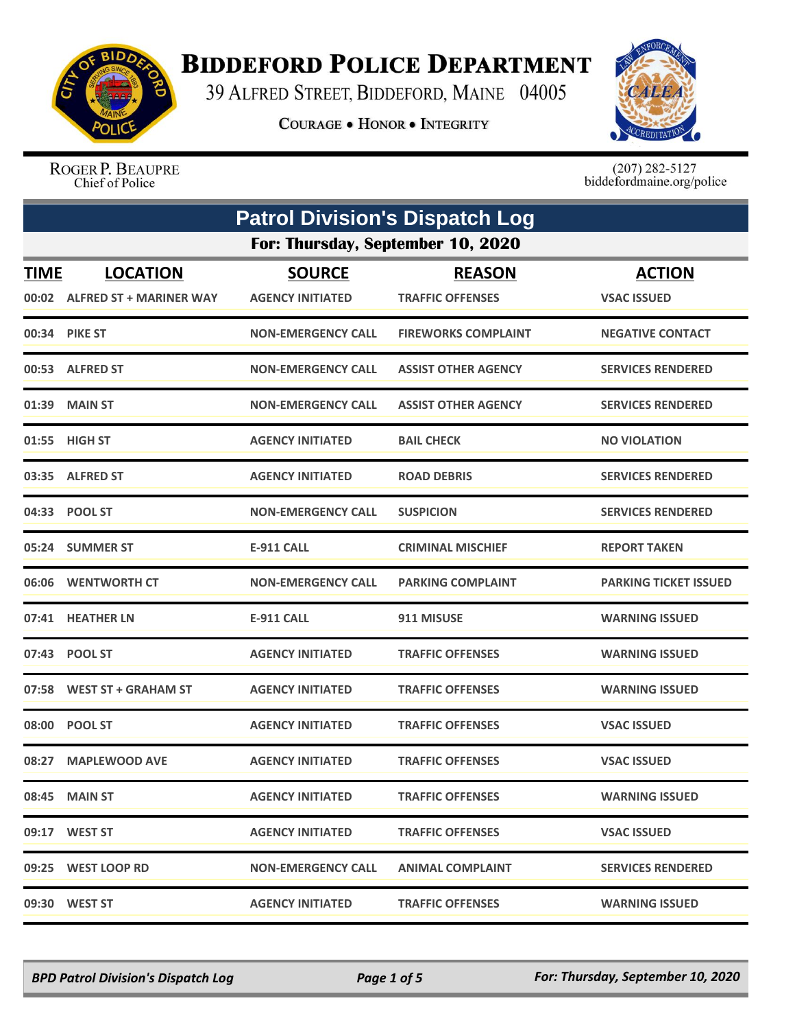# Biddeford Police Department

39 Alfred Street, Biddeford, Maine 04005

Courage • Honor • Integrity

Roger P. Beaupre
Chief of Police

(207) 282-5127
biddefordmaine.org/police

## Patrol Division's Dispatch Log

### For: Thursday, September 10, 2020

| TIME | LOCATION | SOURCE | REASON | ACTION |
|---|---|---|---|---|
| 00:02 | ALFRED ST + MARINER WAY | AGENCY INITIATED | TRAFFIC OFFENSES | VSAC ISSUED |
| 00:34 | PIKE ST | NON-EMERGENCY CALL | FIREWORKS COMPLAINT | NEGATIVE CONTACT |
| 00:53 | ALFRED ST | NON-EMERGENCY CALL | ASSIST OTHER AGENCY | SERVICES RENDERED |
| 01:39 | MAIN ST | NON-EMERGENCY CALL | ASSIST OTHER AGENCY | SERVICES RENDERED |
| 01:55 | HIGH ST | AGENCY INITIATED | BAIL CHECK | NO VIOLATION |
| 03:35 | ALFRED ST | AGENCY INITIATED | ROAD DEBRIS | SERVICES RENDERED |
| 04:33 | POOL ST | NON-EMERGENCY CALL | SUSPICION | SERVICES RENDERED |
| 05:24 | SUMMER ST | E-911 CALL | CRIMINAL MISCHIEF | REPORT TAKEN |
| 06:06 | WENTWORTH CT | NON-EMERGENCY CALL | PARKING COMPLAINT | PARKING TICKET ISSUED |
| 07:41 | HEATHER LN | E-911 CALL | 911 MISUSE | WARNING ISSUED |
| 07:43 | POOL ST | AGENCY INITIATED | TRAFFIC OFFENSES | WARNING ISSUED |
| 07:58 | WEST ST + GRAHAM ST | AGENCY INITIATED | TRAFFIC OFFENSES | WARNING ISSUED |
| 08:00 | POOL ST | AGENCY INITIATED | TRAFFIC OFFENSES | VSAC ISSUED |
| 08:27 | MAPLEWOOD AVE | AGENCY INITIATED | TRAFFIC OFFENSES | VSAC ISSUED |
| 08:45 | MAIN ST | AGENCY INITIATED | TRAFFIC OFFENSES | WARNING ISSUED |
| 09:17 | WEST ST | AGENCY INITIATED | TRAFFIC OFFENSES | VSAC ISSUED |
| 09:25 | WEST LOOP RD | NON-EMERGENCY CALL | ANIMAL COMPLAINT | SERVICES RENDERED |
| 09:30 | WEST ST | AGENCY INITIATED | TRAFFIC OFFENSES | WARNING ISSUED |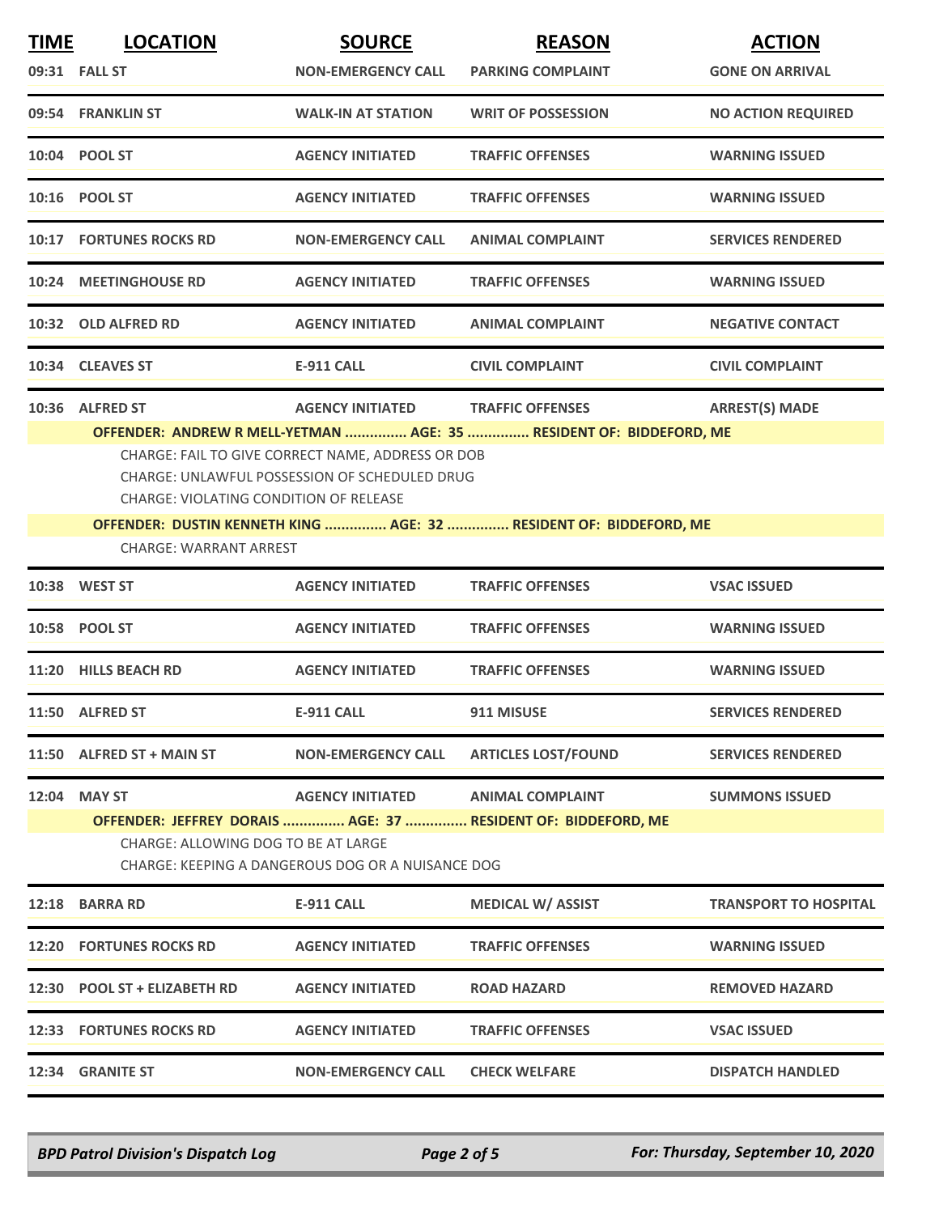| TIME | LOCATION | SOURCE | REASON | ACTION |
|---|---|---|---|---|
| 09:31 | FALL ST | NON-EMERGENCY CALL | PARKING COMPLAINT | GONE ON ARRIVAL |
| 09:54 | FRANKLIN ST | WALK-IN AT STATION | WRIT OF POSSESSION | NO ACTION REQUIRED |
| 10:04 | POOL ST | AGENCY INITIATED | TRAFFIC OFFENSES | WARNING ISSUED |
| 10:16 | POOL ST | AGENCY INITIATED | TRAFFIC OFFENSES | WARNING ISSUED |
| 10:17 | FORTUNES ROCKS RD | NON-EMERGENCY CALL | ANIMAL COMPLAINT | SERVICES RENDERED |
| 10:24 | MEETINGHOUSE RD | AGENCY INITIATED | TRAFFIC OFFENSES | WARNING ISSUED |
| 10:32 | OLD ALFRED RD | AGENCY INITIATED | ANIMAL COMPLAINT | NEGATIVE CONTACT |
| 10:34 | CLEAVES ST | E-911 CALL | CIVIL COMPLAINT | CIVIL COMPLAINT |
| 10:36 | ALFRED ST | AGENCY INITIATED | TRAFFIC OFFENSES | ARREST(S) MADE |

**OFFENDER: ANDREW R MELL-YETMAN ............... AGE: 35 ............... RESIDENT OF: BIDDEFORD, ME**

CHARGE: FAIL TO GIVE CORRECT NAME, ADDRESS OR DOB
CHARGE: UNLAWFUL POSSESSION OF SCHEDULED DRUG
CHARGE: VIOLATING CONDITION OF RELEASE

**OFFENDER: DUSTIN KENNETH KING ............... AGE: 32 ............... RESIDENT OF: BIDDEFORD, ME**

CHARGE: WARRANT ARREST

| TIME | LOCATION | SOURCE | REASON | ACTION |
|---|---|---|---|---|
| 10:38 | WEST ST | AGENCY INITIATED | TRAFFIC OFFENSES | VSAC ISSUED |
| 10:58 | POOL ST | AGENCY INITIATED | TRAFFIC OFFENSES | WARNING ISSUED |
| 11:20 | HILLS BEACH RD | AGENCY INITIATED | TRAFFIC OFFENSES | WARNING ISSUED |
| 11:50 | ALFRED ST | E-911 CALL | 911 MISUSE | SERVICES RENDERED |
| 11:50 | ALFRED ST + MAIN ST | NON-EMERGENCY CALL | ARTICLES LOST/FOUND | SERVICES RENDERED |
| 12:04 | MAY ST | AGENCY INITIATED | ANIMAL COMPLAINT | SUMMONS ISSUED |

**OFFENDER: JEFFREY DORAIS ............... AGE: 37 ............... RESIDENT OF: BIDDEFORD, ME**

CHARGE: ALLOWING DOG TO BE AT LARGE
CHARGE: KEEPING A DANGEROUS DOG OR A NUISANCE DOG

| TIME | LOCATION | SOURCE | REASON | ACTION |
|---|---|---|---|---|
| 12:18 | BARRA RD | E-911 CALL | MEDICAL W/ ASSIST | TRANSPORT TO HOSPITAL |
| 12:20 | FORTUNES ROCKS RD | AGENCY INITIATED | TRAFFIC OFFENSES | WARNING ISSUED |
| 12:30 | POOL ST + ELIZABETH RD | AGENCY INITIATED | ROAD HAZARD | REMOVED HAZARD |
| 12:33 | FORTUNES ROCKS RD | AGENCY INITIATED | TRAFFIC OFFENSES | VSAC ISSUED |
| 12:34 | GRANITE ST | NON-EMERGENCY CALL | CHECK WELFARE | DISPATCH HANDLED |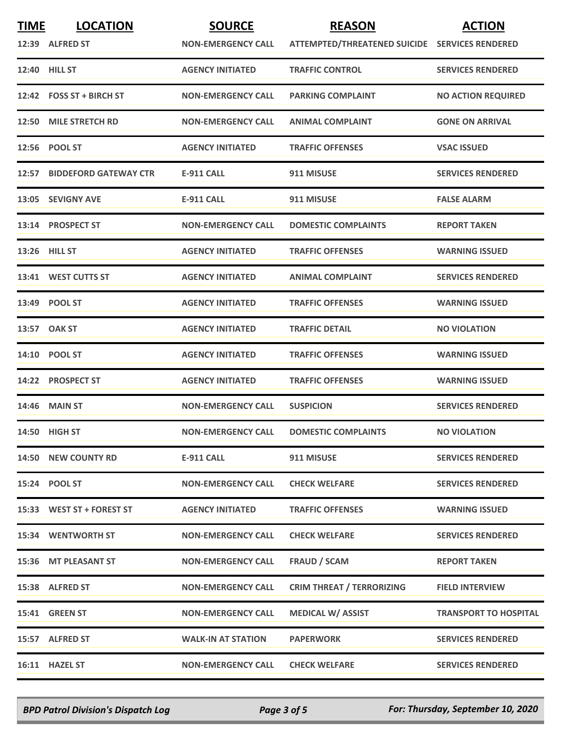| TIME | LOCATION | SOURCE | REASON | ACTION |
|---|---|---|---|---|
| 12:39 | ALFRED ST | NON-EMERGENCY CALL | ATTEMPTED/THREATENED SUICIDE | SERVICES RENDERED |
| 12:40 | HILL ST | AGENCY INITIATED | TRAFFIC CONTROL | SERVICES RENDERED |
| 12:42 | FOSS ST + BIRCH ST | NON-EMERGENCY CALL | PARKING COMPLAINT | NO ACTION REQUIRED |
| 12:50 | MILE STRETCH RD | NON-EMERGENCY CALL | ANIMAL COMPLAINT | GONE ON ARRIVAL |
| 12:56 | POOL ST | AGENCY INITIATED | TRAFFIC OFFENSES | VSAC ISSUED |
| 12:57 | BIDDEFORD GATEWAY CTR | E-911 CALL | 911 MISUSE | SERVICES RENDERED |
| 13:05 | SEVIGNY AVE | E-911 CALL | 911 MISUSE | FALSE ALARM |
| 13:14 | PROSPECT ST | NON-EMERGENCY CALL | DOMESTIC COMPLAINTS | REPORT TAKEN |
| 13:26 | HILL ST | AGENCY INITIATED | TRAFFIC OFFENSES | WARNING ISSUED |
| 13:41 | WEST CUTTS ST | AGENCY INITIATED | ANIMAL COMPLAINT | SERVICES RENDERED |
| 13:49 | POOL ST | AGENCY INITIATED | TRAFFIC OFFENSES | WARNING ISSUED |
| 13:57 | OAK ST | AGENCY INITIATED | TRAFFIC DETAIL | NO VIOLATION |
| 14:10 | POOL ST | AGENCY INITIATED | TRAFFIC OFFENSES | WARNING ISSUED |
| 14:22 | PROSPECT ST | AGENCY INITIATED | TRAFFIC OFFENSES | WARNING ISSUED |
| 14:46 | MAIN ST | NON-EMERGENCY CALL | SUSPICION | SERVICES RENDERED |
| 14:50 | HIGH ST | NON-EMERGENCY CALL | DOMESTIC COMPLAINTS | NO VIOLATION |
| 14:50 | NEW COUNTY RD | E-911 CALL | 911 MISUSE | SERVICES RENDERED |
| 15:24 | POOL ST | NON-EMERGENCY CALL | CHECK WELFARE | SERVICES RENDERED |
| 15:33 | WEST ST + FOREST ST | AGENCY INITIATED | TRAFFIC OFFENSES | WARNING ISSUED |
| 15:34 | WENTWORTH ST | NON-EMERGENCY CALL | CHECK WELFARE | SERVICES RENDERED |
| 15:36 | MT PLEASANT ST | NON-EMERGENCY CALL | FRAUD / SCAM | REPORT TAKEN |
| 15:38 | ALFRED ST | NON-EMERGENCY CALL | CRIM THREAT / TERRORIZING | FIELD INTERVIEW |
| 15:41 | GREEN ST | NON-EMERGENCY CALL | MEDICAL W/ ASSIST | TRANSPORT TO HOSPITAL |
| 15:57 | ALFRED ST | WALK-IN AT STATION | PAPERWORK | SERVICES RENDERED |
| 16:11 | HAZEL ST | NON-EMERGENCY CALL | CHECK WELFARE | SERVICES RENDERED |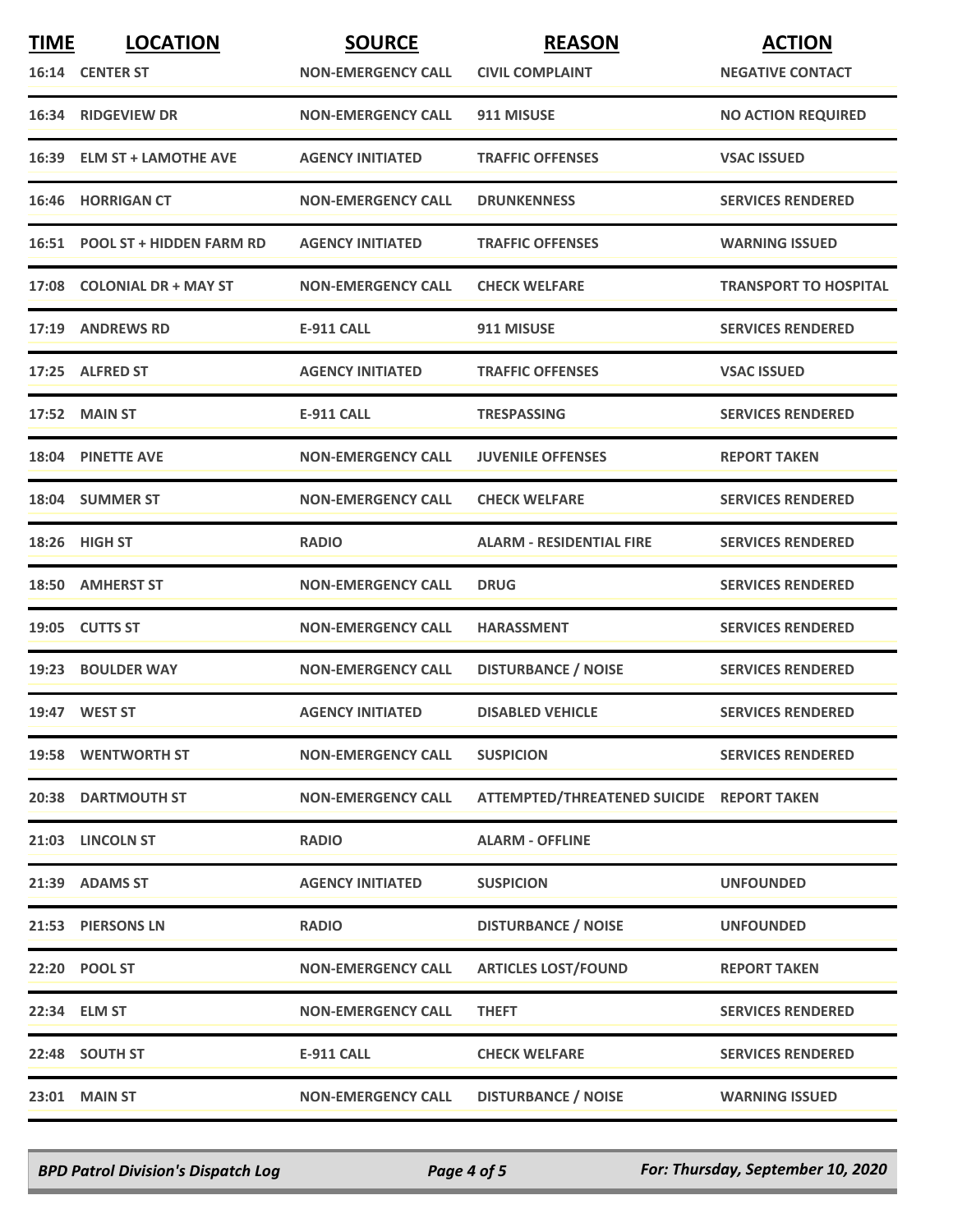| TIME | LOCATION | SOURCE | REASON | ACTION |
|---|---|---|---|---|
| 16:14 | CENTER ST | NON-EMERGENCY CALL | CIVIL COMPLAINT | NEGATIVE CONTACT |
| 16:34 | RIDGEVIEW DR | NON-EMERGENCY CALL | 911 MISUSE | NO ACTION REQUIRED |
| 16:39 | ELM ST + LAMOTHE AVE | AGENCY INITIATED | TRAFFIC OFFENSES | VSAC ISSUED |
| 16:46 | HORRIGAN CT | NON-EMERGENCY CALL | DRUNKENNESS | SERVICES RENDERED |
| 16:51 | POOL ST + HIDDEN FARM RD | AGENCY INITIATED | TRAFFIC OFFENSES | WARNING ISSUED |
| 17:08 | COLONIAL DR + MAY ST | NON-EMERGENCY CALL | CHECK WELFARE | TRANSPORT TO HOSPITAL |
| 17:19 | ANDREWS RD | E-911 CALL | 911 MISUSE | SERVICES RENDERED |
| 17:25 | ALFRED ST | AGENCY INITIATED | TRAFFIC OFFENSES | VSAC ISSUED |
| 17:52 | MAIN ST | E-911 CALL | TRESPASSING | SERVICES RENDERED |
| 18:04 | PINETTE AVE | NON-EMERGENCY CALL | JUVENILE OFFENSES | REPORT TAKEN |
| 18:04 | SUMMER ST | NON-EMERGENCY CALL | CHECK WELFARE | SERVICES RENDERED |
| 18:26 | HIGH ST | RADIO | ALARM - RESIDENTIAL FIRE | SERVICES RENDERED |
| 18:50 | AMHERST ST | NON-EMERGENCY CALL | DRUG | SERVICES RENDERED |
| 19:05 | CUTTS ST | NON-EMERGENCY CALL | HARASSMENT | SERVICES RENDERED |
| 19:23 | BOULDER WAY | NON-EMERGENCY CALL | DISTURBANCE / NOISE | SERVICES RENDERED |
| 19:47 | WEST ST | AGENCY INITIATED | DISABLED VEHICLE | SERVICES RENDERED |
| 19:58 | WENTWORTH ST | NON-EMERGENCY CALL | SUSPICION | SERVICES RENDERED |
| 20:38 | DARTMOUTH ST | NON-EMERGENCY CALL | ATTEMPTED/THREATENED SUICIDE | REPORT TAKEN |
| 21:03 | LINCOLN ST | RADIO | ALARM - OFFLINE | |
| 21:39 | ADAMS ST | AGENCY INITIATED | SUSPICION | UNFOUNDED |
| 21:53 | PIERSONS LN | RADIO | DISTURBANCE / NOISE | UNFOUNDED |
| 22:20 | POOL ST | NON-EMERGENCY CALL | ARTICLES LOST/FOUND | REPORT TAKEN |
| 22:34 | ELM ST | NON-EMERGENCY CALL | THEFT | SERVICES RENDERED |
| 22:48 | SOUTH ST | E-911 CALL | CHECK WELFARE | SERVICES RENDERED |
| 23:01 | MAIN ST | NON-EMERGENCY CALL | DISTURBANCE / NOISE | WARNING ISSUED |

*BPD Patrol Division's Dispatch Log* *For: Thursday, September 10, 2020*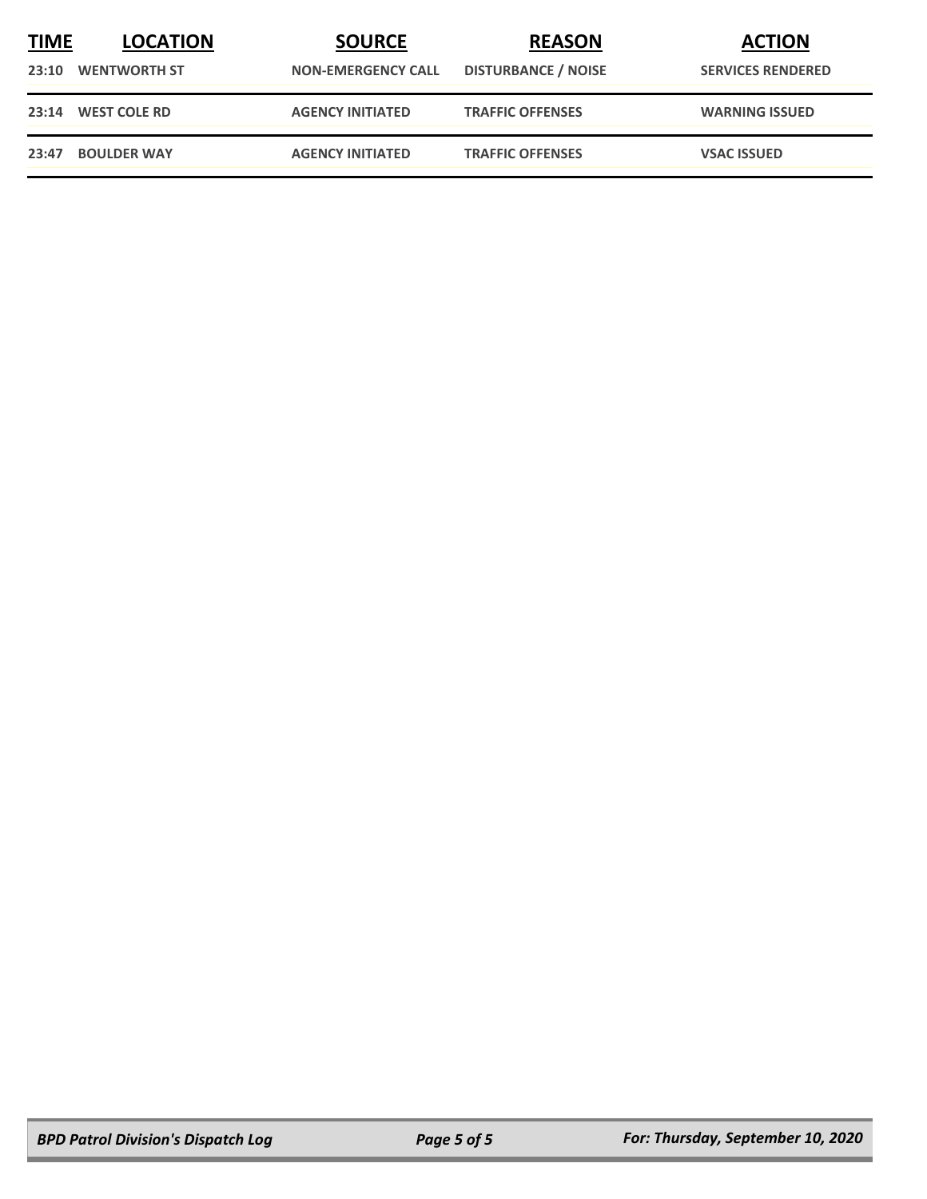| TIME | LOCATION | SOURCE | REASON | ACTION |
| --- | --- | --- | --- | --- |
| 23:10 | WENTWORTH ST | NON-EMERGENCY CALL | DISTURBANCE / NOISE | SERVICES RENDERED |
| 23:14 | WEST COLE RD | AGENCY INITIATED | TRAFFIC OFFENSES | WARNING ISSUED |
| 23:47 | BOULDER WAY | AGENCY INITIATED | TRAFFIC OFFENSES | VSAC ISSUED |